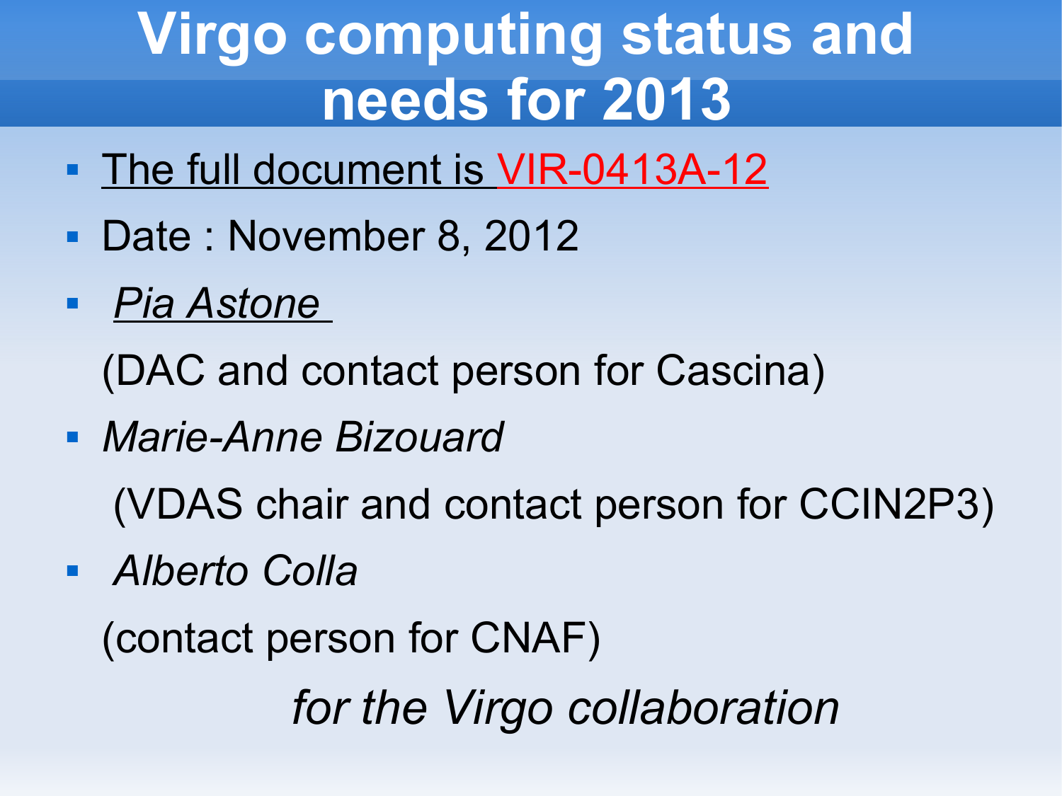# Virgo computing status and needs for 2013

- The full document is VIR-0413A-12
- Date : November 8, 2012
- *Pia Astone*

  (DAC and contact person for Cascina)
- *Marie-Anne Bizouard*

  (VDAS chair and contact person for CCIN2P3)
- *Alberto Colla*

  (contact person for CNAF)

*for the Virgo collaboration*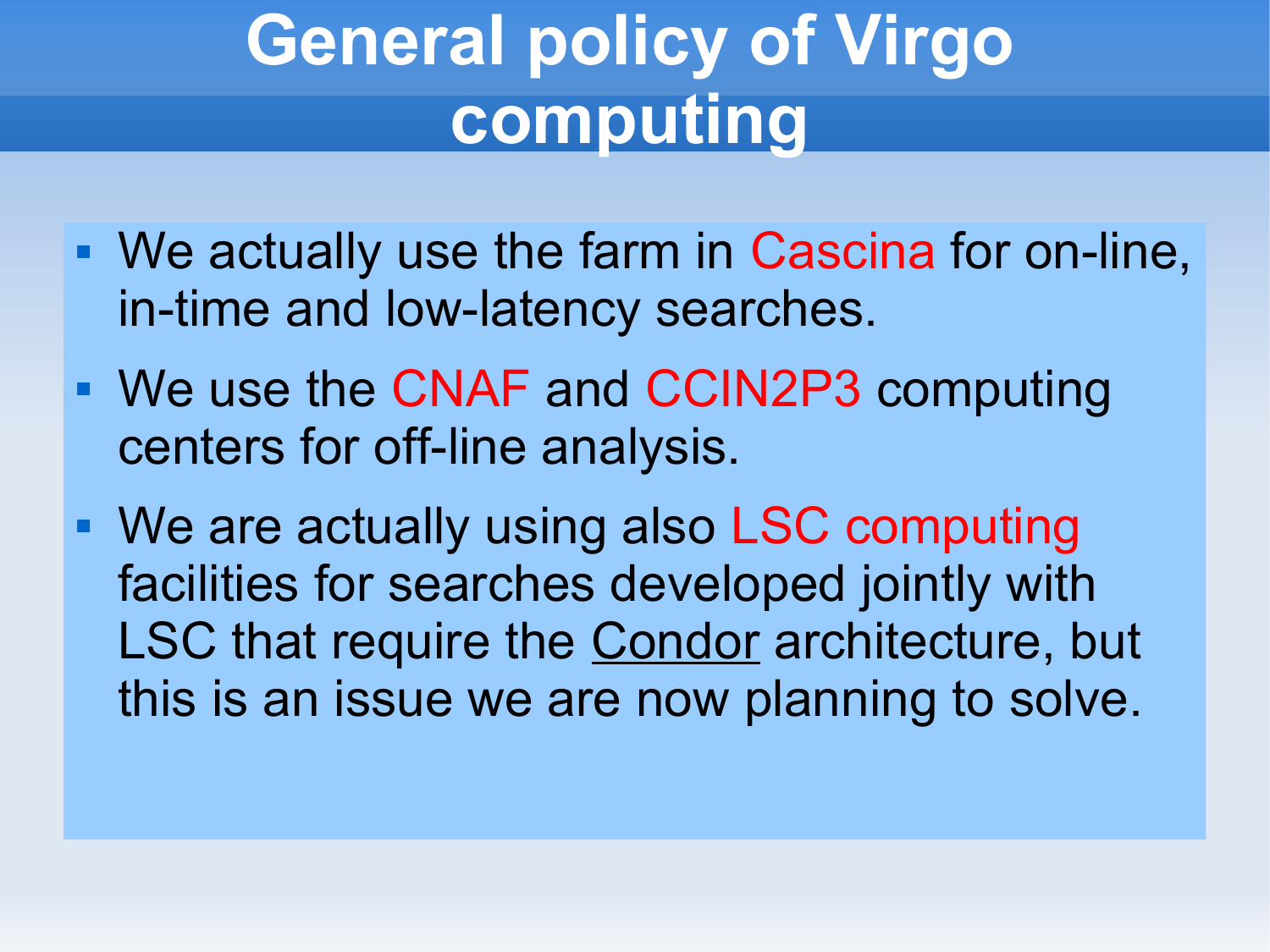# General policy of Virgo computing

- We actually use the farm in Cascina for on-line, in-time and low-latency searches.
- We use the CNAF and CCIN2P3 computing centers for off-line analysis.
- We are actually using also LSC computing facilities for searches developed jointly with LSC that require the <u>Condor</u> architecture, but this is an issue we are now planning to solve.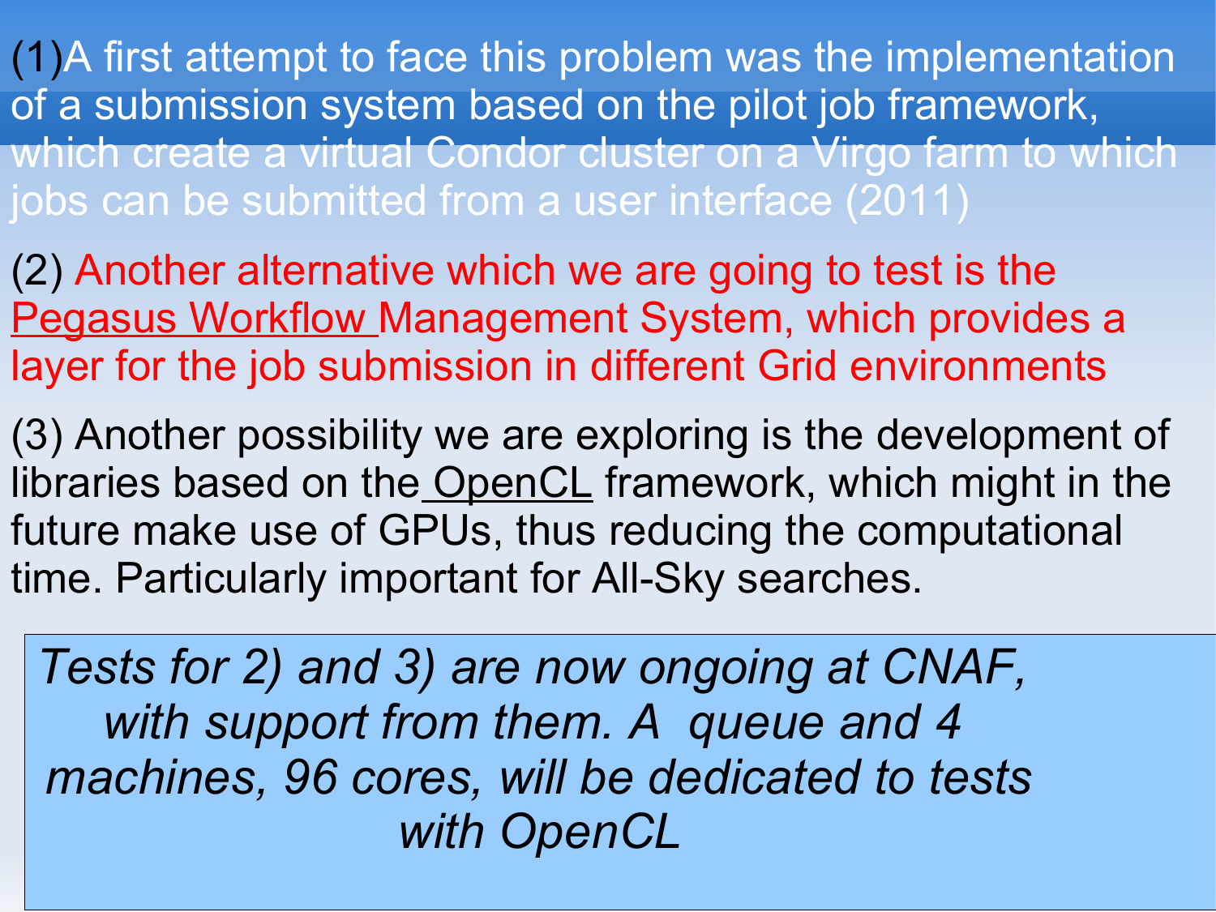(1)A first attempt to face this problem was the implementation of a submission system based on the pilot job framework, which create a virtual Condor cluster on a Virgo farm to which jobs can be submitted from a user interface (2011)

(2) Another alternative which we are going to test is the Pegasus Workflow Management System, which provides a layer for the job submission in different Grid environments

(3) Another possibility we are exploring is the development of libraries based on the OpenCL framework, which might in the future make use of GPUs, thus reducing the computational time. Particularly important for All-Sky searches.

*Tests for 2) and 3) are now ongoing at CNAF, with support from them. A queue and 4 machines, 96 cores, will be dedicated to tests with OpenCL*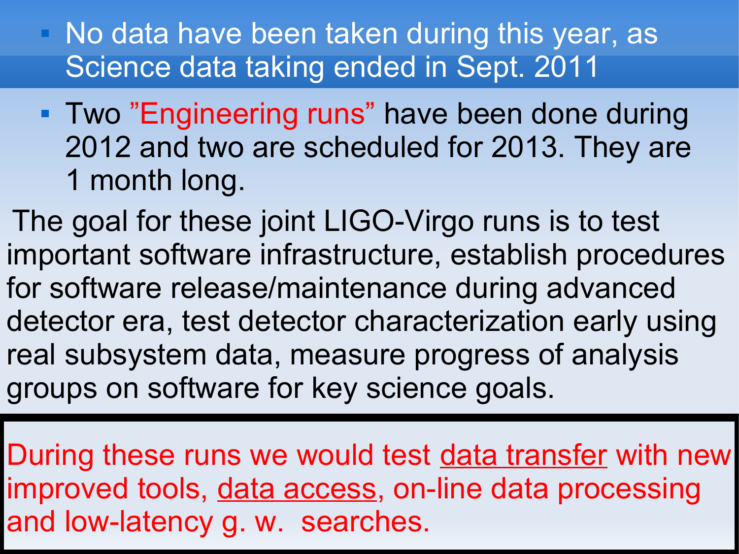- No data have been taken during this year, as Science data taking ended in Sept. 2011
- Two "Engineering runs" have been done during 2012 and two are scheduled for 2013. They are 1 month long.

The goal for these joint LIGO-Virgo runs is to test important software infrastructure, establish procedures for software release/maintenance during advanced detector era, test detector characterization early using real subsystem data, measure progress of analysis groups on software for key science goals.

During these runs we would test data transfer with new improved tools, data access, on-line data processing and low-latency g. w. searches.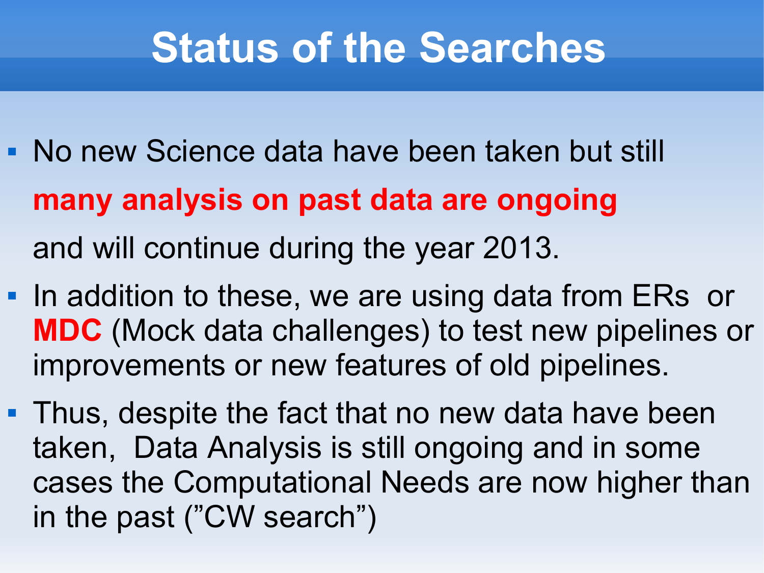# Status of the Searches

- No new Science data have been taken but still **many analysis on past data are ongoing** and will continue during the year 2013.
- In addition to these, we are using data from ERs or **MDC** (Mock data challenges) to test new pipelines or improvements or new features of old pipelines.
- Thus, despite the fact that no new data have been taken, Data Analysis is still ongoing and in some cases the Computational Needs are now higher than in the past ("CW search")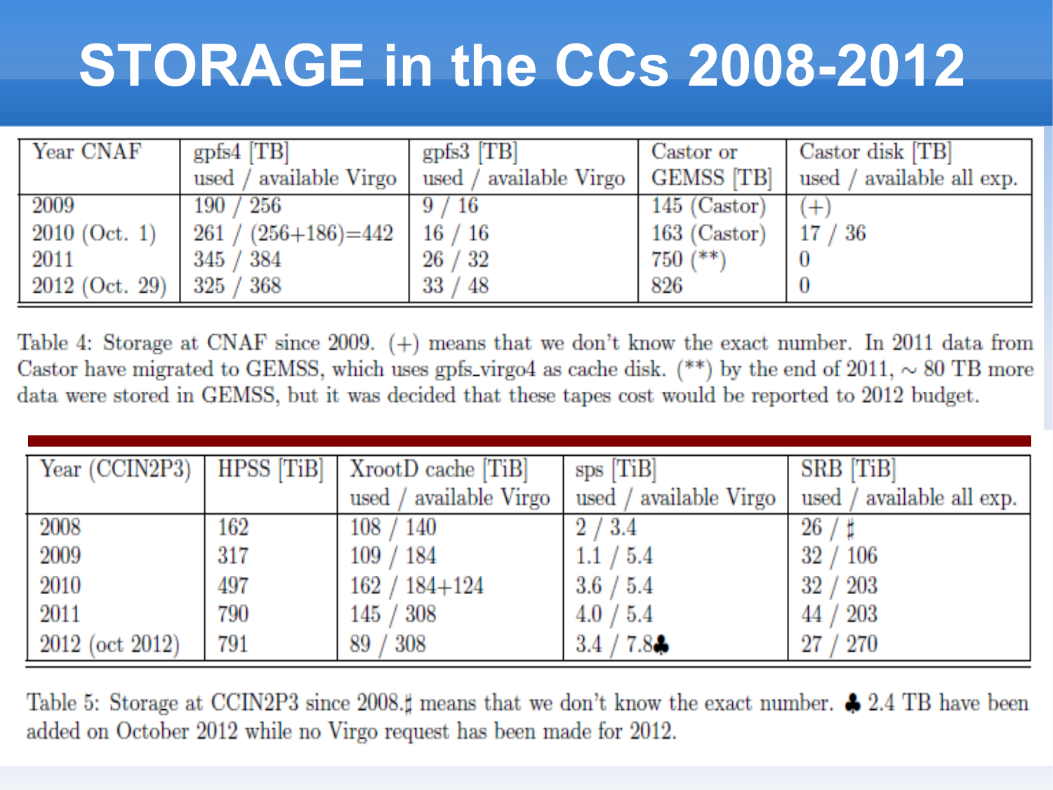# STORAGE in the CCs 2008-2012

| Year CNAF | gpfs4 [TB] used / available Virgo | gpfs3 [TB] used / available Virgo | Castor or GEMSS [TB] | Castor disk [TB] used / available all exp. |
|---|---|---|---|---|
| 2009 | 190 / 256 | 9 / 16 | 145 (Castor) | (+) |
| 2010 (Oct. 1) | 261 / (256+186)=442 | 16 / 16 | 163 (Castor) | 17 / 36 |
| 2011 | 345 / 384 | 26 / 32 | 750 (**) | 0 |
| 2012 (Oct. 29) | 325 / 368 | 33 / 48 | 826 | 0 |

Table 4: Storage at CNAF since 2009. (+) means that we don't know the exact number. In 2011 data from Castor have migrated to GEMSS, which uses gpfs_virgo4 as cache disk. (**) by the end of 2011, ∼ 80 TB more data were stored in GEMSS, but it was decided that these tapes cost would be reported to 2012 budget.

| Year (CCIN2P3) | HPSS [TiB] | XrootD cache [TiB] used / available Virgo | sps [TiB] used / available Virgo | SRB [TiB] used / available all exp. |
|---|---|---|---|---|
| 2008 | 162 | 108 / 140 | 2 / 3.4 | 26 / ♯ |
| 2009 | 317 | 109 / 184 | 1.1 / 5.4 | 32 / 106 |
| 2010 | 497 | 162 / 184+124 | 3.6 / 5.4 | 32 / 203 |
| 2011 | 790 | 145 / 308 | 4.0 / 5.4 | 44 / 203 |
| 2012 (oct 2012) | 791 | 89 / 308 | 3.4 / 7.8♣ | 27 / 270 |

Table 5: Storage at CCIN2P3 since 2008.♯ means that we don't know the exact number. ♣ 2.4 TB have been added on October 2012 while no Virgo request has been made for 2012.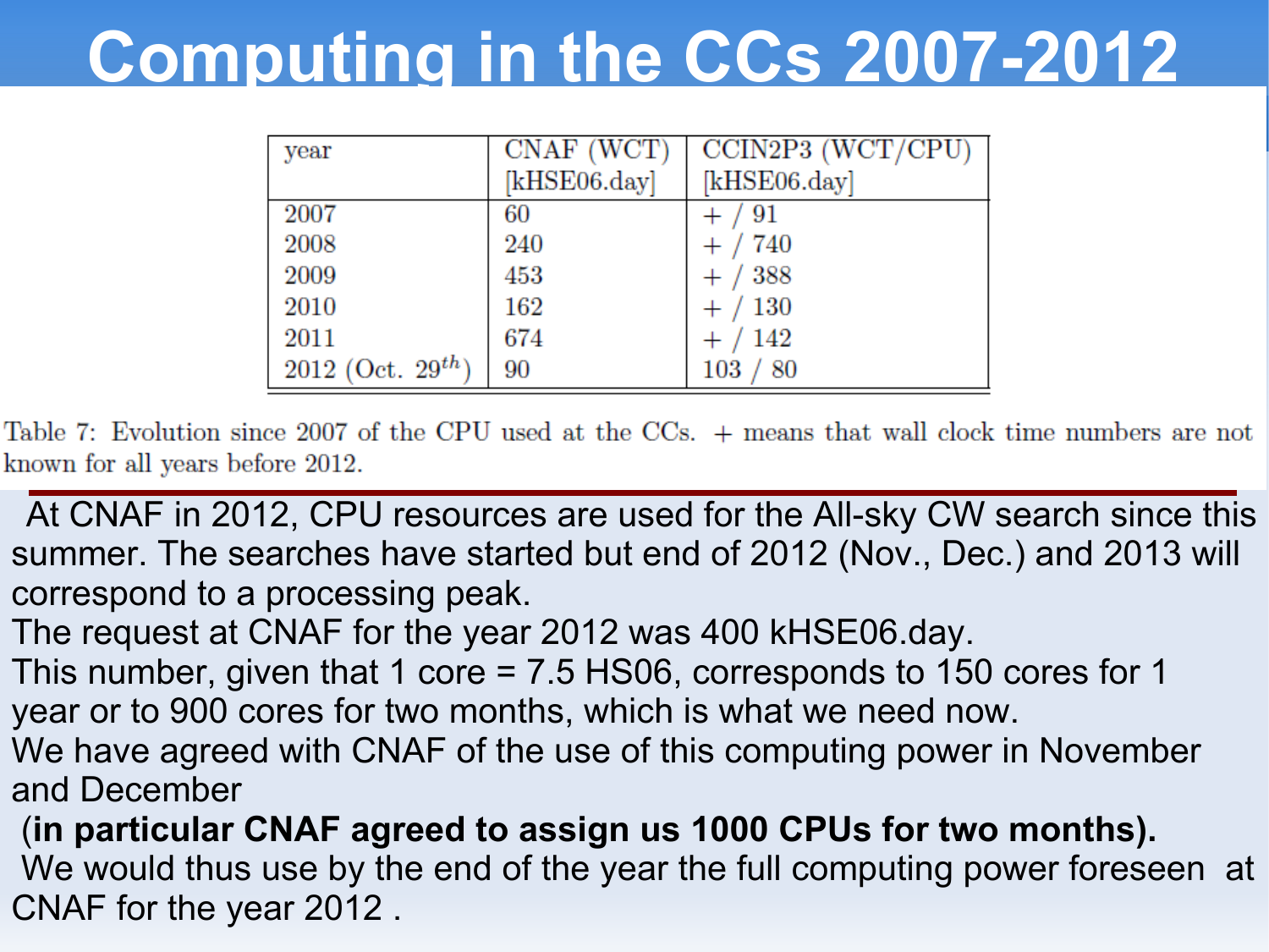# Computing in the CCs 2007-2012

| year | CNAF (WCT) [kHSE06.day] | CCIN2P3 (WCT/CPU) [kHSE06.day] |
|---|---|---|
| 2007 | 60 | + / 91 |
| 2008 | 240 | + / 740 |
| 2009 | 453 | + / 388 |
| 2010 | 162 | + / 130 |
| 2011 | 674 | + / 142 |
| 2012 (Oct. $29^{th}$) | 90 | 103 / 80 |

Table 7: Evolution since 2007 of the CPU used at the CCs. + means that wall clock time numbers are not known for all years before 2012.

At CNAF in 2012, CPU resources are used for the All-sky CW search since this summer. The searches have started but end of 2012 (Nov., Dec.) and 2013 will correspond to a processing peak.
The request at CNAF for the year 2012 was 400 kHSE06.day.
This number, given that 1 core = 7.5 HS06, corresponds to 150 cores for 1 year or to 900 cores for two months, which is what we need now.
We have agreed with CNAF of the use of this computing power in November and December
(**in particular CNAF agreed to assign us 1000 CPUs for two months).**
We would thus use by the end of the year the full computing power foreseen at CNAF for the year 2012 .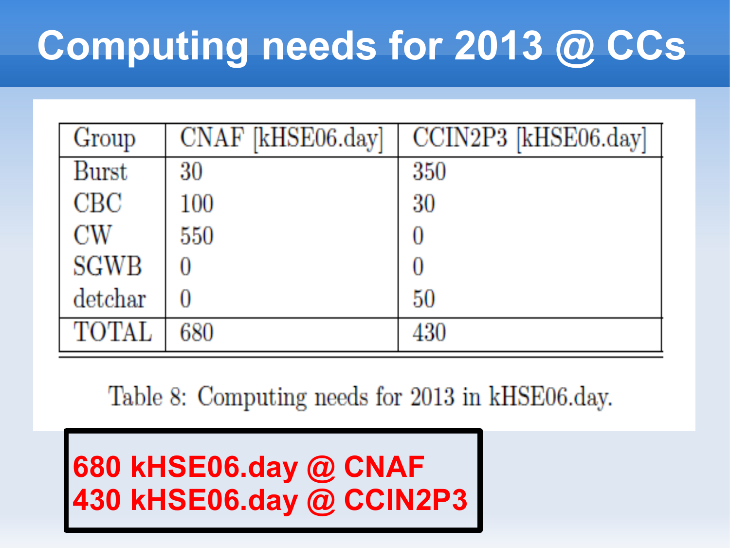# Computing needs for 2013 @ CCs

| Group | CNAF [kHSE06.day] | CCIN2P3 [kHSE06.day] |
|---|---|---|
| Burst | 30 | 350 |
| CBC | 100 | 30 |
| CW | 550 | 0 |
| SGWB | 0 | 0 |
| detchar | 0 | 50 |
| TOTAL | 680 | 430 |

Table 8: Computing needs for 2013 in kHSE06.day.

**680 kHSE06.day @ CNAF**
**430 kHSE06.day @ CCIN2P3**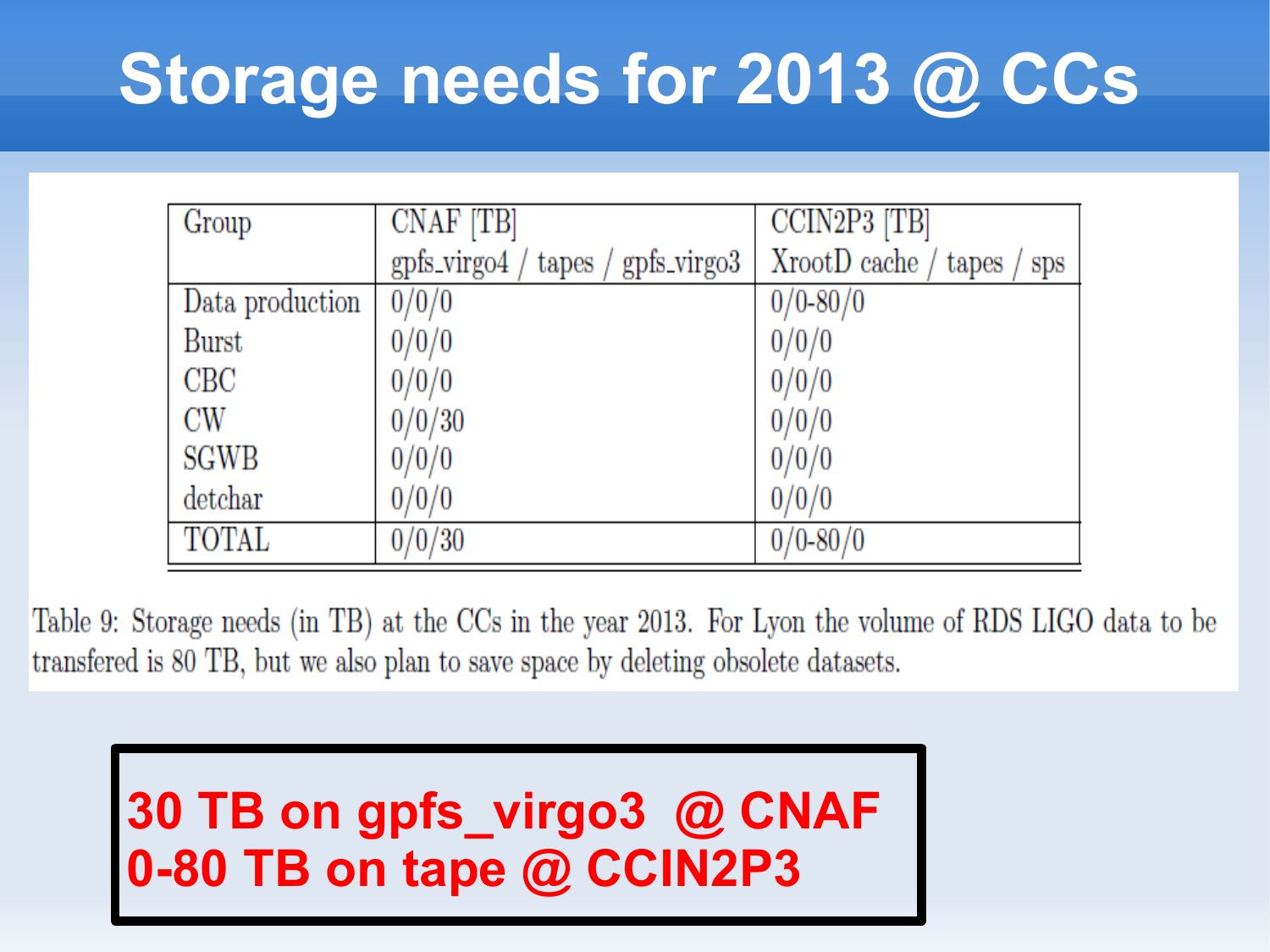# Storage needs for 2013 @ CCs

| Group | CNAF [TB] gpfs_virgo4 / tapes / gpfs_virgo3 | CCIN2P3 [TB] XrootD cache / tapes / sps |
|---|---|---|
| Data production | 0/0/0 | 0/0-80/0 |
| Burst | 0/0/0 | 0/0/0 |
| CBC | 0/0/0 | 0/0/0 |
| CW | 0/0/30 | 0/0/0 |
| SGWB | 0/0/0 | 0/0/0 |
| detchar | 0/0/0 | 0/0/0 |
| TOTAL | 0/0/30 | 0/0-80/0 |

Table 9: Storage needs (in TB) at the CCs in the year 2013. For Lyon the volume of RDS LIGO data to be transfered is 80 TB, but we also plan to save space by deleting obsolete datasets.

**30 TB on gpfs_virgo3 @ CNAF**
**0-80 TB on tape @ CCIN2P3**